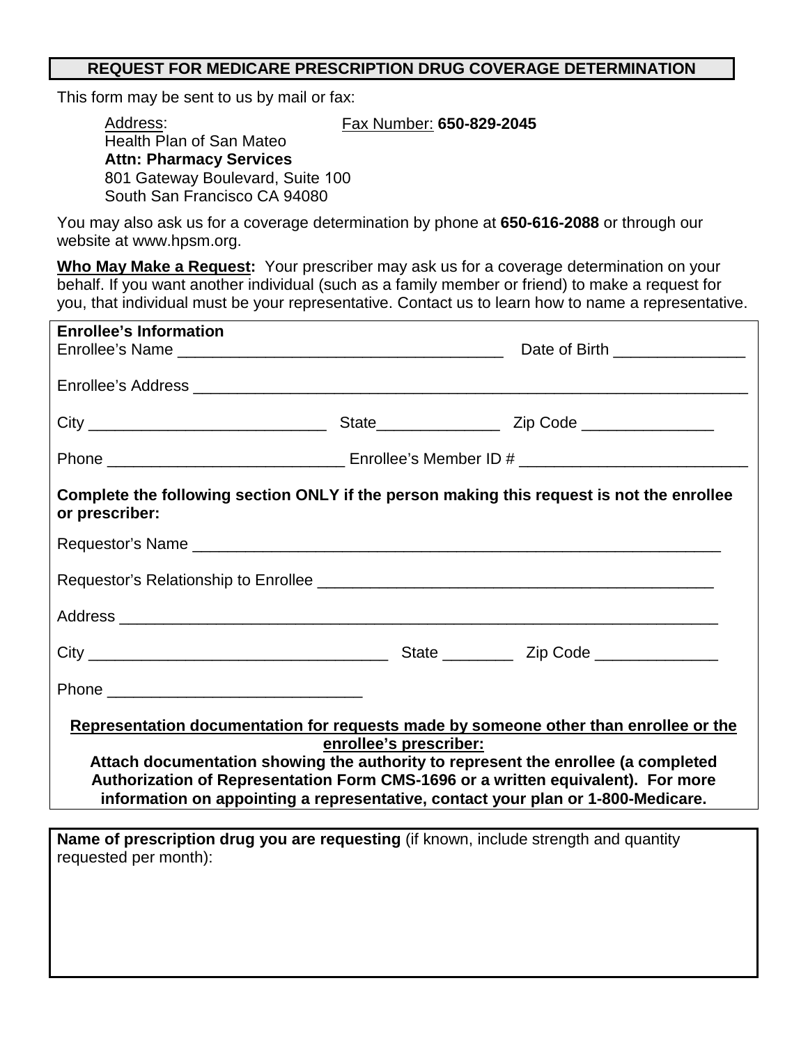# REQUEST FOR MEDICARE PRESCRIPTION DRUG COVERAGE DETERMINATION

This form may be sent to us by mail or fax:

Address:
Health Plan of San Mateo
**Attn: Pharmacy Services**
801 Gateway Boulevard, Suite 100
South San Francisco CA 94080

Fax Number: **650-829-2045**

You may also ask us for a coverage determination by phone at **650-616-2088** or through our website at www.hpsm.org.

**Who May Make a Request:** Your prescriber may ask us for a coverage determination on your behalf. If you want another individual (such as a family member or friend) to make a request for you, that individual must be your representative. Contact us to learn how to name a representative.

**Enrollee's Information**

Enrollee's Name ____________________________________ Date of Birth _______________

Enrollee's Address ______________________________________________________________

City ___________________________ State______________ Zip Code _______________

Phone ___________________________ Enrollee's Member ID # __________________________

**Complete the following section ONLY if the person making this request is not the enrollee or prescriber:**

Requestor's Name _______________________________________________________________

Requestor's Relationship to Enrollee _____________________________________________

Address _______________________________________________________________________

City _________________________________ State ________ Zip Code ______________

Phone _____________________________

**Representation documentation for requests made by someone other than enrollee or the enrollee's prescriber:**

**Attach documentation showing the authority to represent the enrollee (a completed Authorization of Representation Form CMS-1696 or a written equivalent). For more information on appointing a representative, contact your plan or 1-800-Medicare.**

**Name of prescription drug you are requesting** (if known, include strength and quantity requested per month):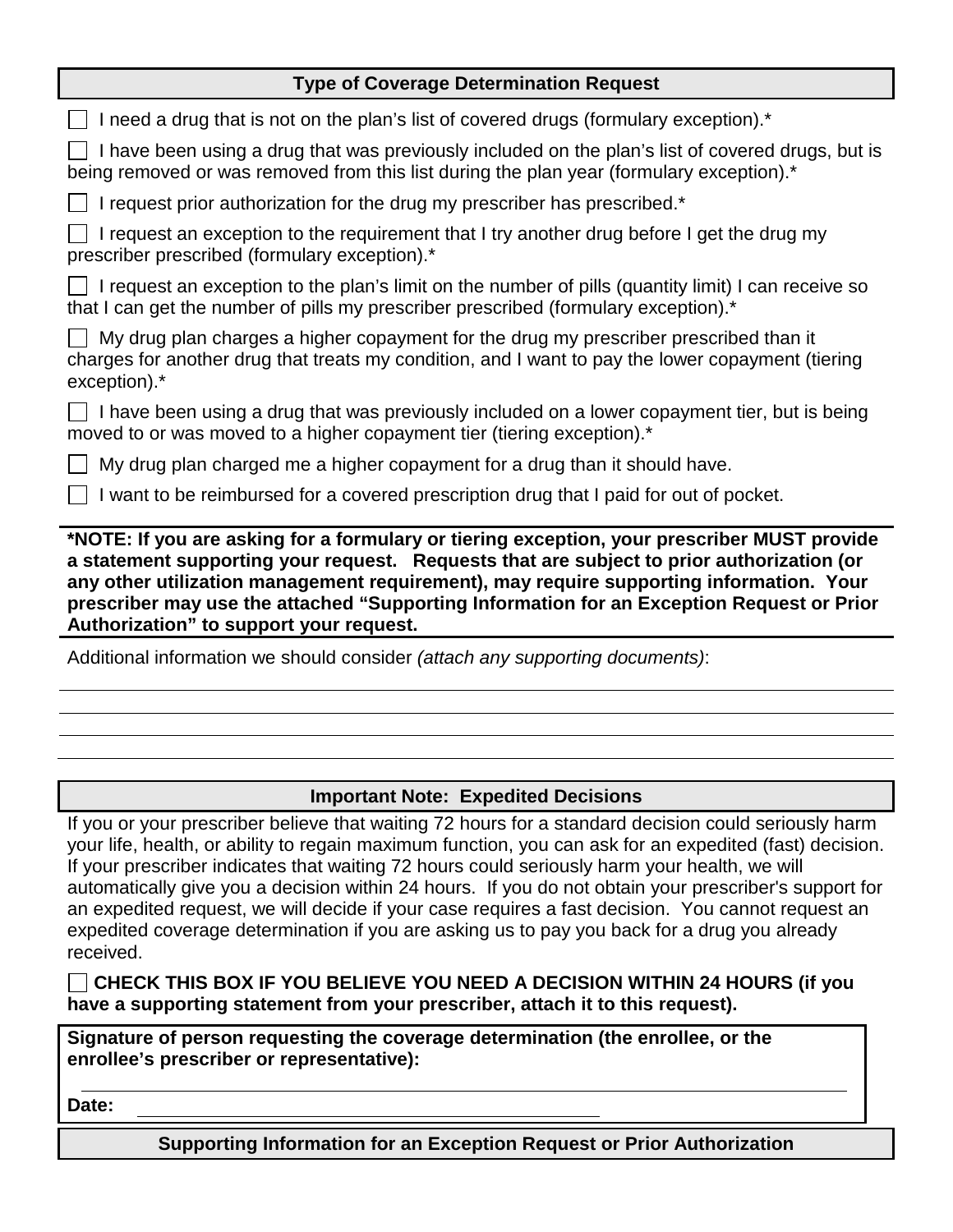## Type of Coverage Determination Request

- ☐ I need a drug that is not on the plan's list of covered drugs (formulary exception).*
- ☐ I have been using a drug that was previously included on the plan's list of covered drugs, but is being removed or was removed from this list during the plan year (formulary exception).*
- ☐ I request prior authorization for the drug my prescriber has prescribed.*
- ☐ I request an exception to the requirement that I try another drug before I get the drug my prescriber prescribed (formulary exception).*
- ☐ I request an exception to the plan's limit on the number of pills (quantity limit) I can receive so that I can get the number of pills my prescriber prescribed (formulary exception).*
- ☐ My drug plan charges a higher copayment for the drug my prescriber prescribed than it charges for another drug that treats my condition, and I want to pay the lower copayment (tiering exception).*
- ☐ I have been using a drug that was previously included on a lower copayment tier, but is being moved to or was moved to a higher copayment tier (tiering exception).*
- ☐ My drug plan charged me a higher copayment for a drug than it should have.
- ☐ I want to be reimbursed for a covered prescription drug that I paid for out of pocket.

**\*NOTE: If you are asking for a formulary or tiering exception, your prescriber MUST provide a statement supporting your request. Requests that are subject to prior authorization (or any other utilization management requirement), may require supporting information. Your prescriber may use the attached "Supporting Information for an Exception Request or Prior Authorization" to support your request.**

Additional information we should consider *(attach any supporting documents)*:

______________________________________________________________________

______________________________________________________________________

______________________________________________________________________

______________________________________________________________________

## Important Note: Expedited Decisions

If you or your prescriber believe that waiting 72 hours for a standard decision could seriously harm your life, health, or ability to regain maximum function, you can ask for an expedited (fast) decision. If your prescriber indicates that waiting 72 hours could seriously harm your health, we will automatically give you a decision within 24 hours. If you do not obtain your prescriber's support for an expedited request, we will decide if your case requires a fast decision. You cannot request an expedited coverage determination if you are asking us to pay you back for a drug you already received.

☐ **CHECK THIS BOX IF YOU BELIEVE YOU NEED A DECISION WITHIN 24 HOURS (if you have a supporting statement from your prescriber, attach it to this request).**

**Signature of person requesting the coverage determination (the enrollee, or the enrollee's prescriber or representative):**

______________________________________________________________________

**Date:** ______________________________

## Supporting Information for an Exception Request or Prior Authorization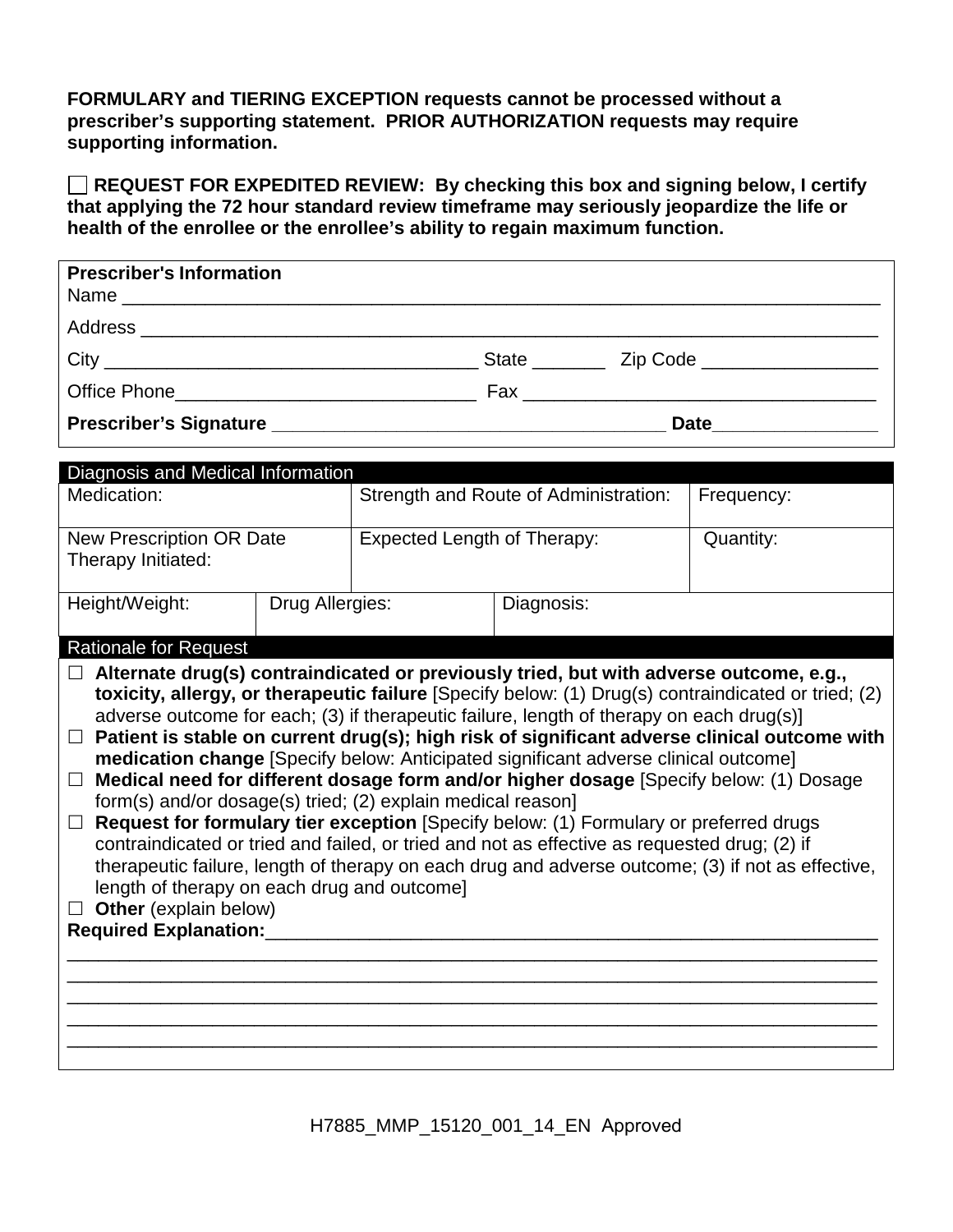**FORMULARY and TIERING EXCEPTION requests cannot be processed without a prescriber's supporting statement. PRIOR AUTHORIZATION requests may require supporting information.**

☐ **REQUEST FOR EXPEDITED REVIEW: By checking this box and signing below, I certify that applying the 72 hour standard review timeframe may seriously jeopardize the life or health of the enrollee or the enrollee's ability to regain maximum function.**

**Prescriber's Information**

Name ______________________________________________________________________________

Address ____________________________________________________________________________

City ___________________________________ State _______ Zip Code _________________

Office Phone_____________________________ Fax ___________________________________

**Prescriber's Signature** ______________________________________ **Date**________________

| Diagnosis and Medical Information | | |
|---|---|---|
| Medication: | Strength and Route of Administration: | Frequency: |
| New Prescription OR Date Therapy Initiated: | Expected Length of Therapy: | Quantity: |
| Height/Weight: | Drug Allergies: | Diagnosis: |

**Rationale for Request**

☐ **Alternate drug(s) contraindicated or previously tried, but with adverse outcome, e.g., toxicity, allergy, or therapeutic failure** [Specify below: (1) Drug(s) contraindicated or tried; (2) adverse outcome for each; (3) if therapeutic failure, length of therapy on each drug(s)]

☐ **Patient is stable on current drug(s); high risk of significant adverse clinical outcome with medication change** [Specify below: Anticipated significant adverse clinical outcome]

☐ **Medical need for different dosage form and/or higher dosage** [Specify below: (1) Dosage form(s) and/or dosage(s) tried; (2) explain medical reason]

☐ **Request for formulary tier exception** [Specify below: (1) Formulary or preferred drugs contraindicated or tried and failed, or tried and not as effective as requested drug; (2) if therapeutic failure, length of therapy on each drug and adverse outcome; (3) if not as effective, length of therapy on each drug and outcome]

☐ **Other** (explain below)

**Required Explanation:**______________________________________________________________

___________________________________________________________________________________

___________________________________________________________________________________

___________________________________________________________________________________

___________________________________________________________________________________

___________________________________________________________________________________

H7885_MMP_15120_001_14_EN Approved